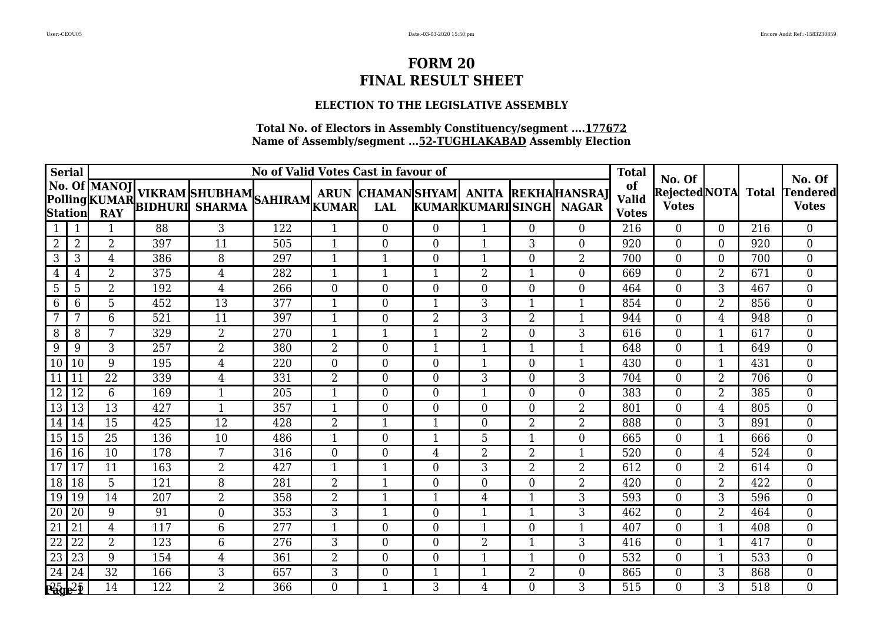# FORM 20
# FINAL RESULT SHEET

### ELECTION TO THE LEGISLATIVE ASSEMBLY

**Total No. of Electors in Assembly Constituency/segment ....177672**
**Name of Assembly/segment ...52-TUGHLAKABAD Assembly Election**

| Serial | No. Of Polling Station | MANOJ KUMAR RAY | VIKRAM BIDHURI | SHUBHAM SHARMA | SAHIRAM | ARUN KUMAR | CHAMAN LAL | SHYAM KUMAR | ANITA KUMARI | REKHA SINGH | HANSRAJ NAGAR | Total of Valid Votes | No. Of Rejected Votes | NOTA | Total | No. Of Tendered Votes |
|---|---|---|---|---|---|---|---|---|---|---|---|---|---|---|---|---|
| | | No of Valid Votes Cast in favour of | | | | | | | | | | | | | | |
| 1 | 1 | 1 | 88 | 3 | 122 | 1 | 0 | 0 | 1 | 0 | 0 | 216 | 0 | 0 | 216 | 0 |
| 2 | 2 | 2 | 397 | 11 | 505 | 1 | 0 | 0 | 1 | 3 | 0 | 920 | 0 | 0 | 920 | 0 |
| 3 | 3 | 4 | 386 | 8 | 297 | 1 | 1 | 0 | 1 | 0 | 2 | 700 | 0 | 0 | 700 | 0 |
| 4 | 4 | 2 | 375 | 4 | 282 | 1 | 1 | 1 | 2 | 1 | 0 | 669 | 0 | 2 | 671 | 0 |
| 5 | 5 | 2 | 192 | 4 | 266 | 0 | 0 | 0 | 0 | 0 | 0 | 464 | 0 | 3 | 467 | 0 |
| 6 | 6 | 5 | 452 | 13 | 377 | 1 | 0 | 1 | 3 | 1 | 1 | 854 | 0 | 2 | 856 | 0 |
| 7 | 7 | 6 | 521 | 11 | 397 | 1 | 0 | 2 | 3 | 2 | 1 | 944 | 0 | 4 | 948 | 0 |
| 8 | 8 | 7 | 329 | 2 | 270 | 1 | 1 | 1 | 2 | 0 | 3 | 616 | 0 | 1 | 617 | 0 |
| 9 | 9 | 3 | 257 | 2 | 380 | 2 | 0 | 1 | 1 | 1 | 1 | 648 | 0 | 1 | 649 | 0 |
| 10 | 10 | 9 | 195 | 4 | 220 | 0 | 0 | 0 | 1 | 0 | 1 | 430 | 0 | 1 | 431 | 0 |
| 11 | 11 | 22 | 339 | 4 | 331 | 2 | 0 | 0 | 3 | 0 | 3 | 704 | 0 | 2 | 706 | 0 |
| 12 | 12 | 6 | 169 | 1 | 205 | 1 | 0 | 0 | 1 | 0 | 0 | 383 | 0 | 2 | 385 | 0 |
| 13 | 13 | 13 | 427 | 1 | 357 | 1 | 0 | 0 | 0 | 0 | 2 | 801 | 0 | 4 | 805 | 0 |
| 14 | 14 | 15 | 425 | 12 | 428 | 2 | 1 | 1 | 0 | 2 | 2 | 888 | 0 | 3 | 891 | 0 |
| 15 | 15 | 25 | 136 | 10 | 486 | 1 | 0 | 1 | 5 | 1 | 0 | 665 | 0 | 1 | 666 | 0 |
| 16 | 16 | 10 | 178 | 7 | 316 | 0 | 0 | 4 | 2 | 2 | 1 | 520 | 0 | 4 | 524 | 0 |
| 17 | 17 | 11 | 163 | 2 | 427 | 1 | 1 | 0 | 3 | 2 | 2 | 612 | 0 | 2 | 614 | 0 |
| 18 | 18 | 5 | 121 | 8 | 281 | 2 | 1 | 0 | 0 | 0 | 2 | 420 | 0 | 2 | 422 | 0 |
| 19 | 19 | 14 | 207 | 2 | 358 | 2 | 1 | 1 | 4 | 1 | 3 | 593 | 0 | 3 | 596 | 0 |
| 20 | 20 | 9 | 91 | 0 | 353 | 3 | 1 | 0 | 1 | 1 | 3 | 462 | 0 | 2 | 464 | 0 |
| 21 | 21 | 4 | 117 | 6 | 277 | 1 | 0 | 0 | 1 | 0 | 1 | 407 | 0 | 1 | 408 | 0 |
| 22 | 22 | 2 | 123 | 6 | 276 | 3 | 0 | 0 | 2 | 1 | 3 | 416 | 0 | 1 | 417 | 0 |
| 23 | 23 | 9 | 154 | 4 | 361 | 2 | 0 | 0 | 1 | 1 | 0 | 532 | 0 | 1 | 533 | 0 |
| 24 | 24 | 32 | 166 | 3 | 657 | 3 | 0 | 1 | 1 | 2 | 0 | 865 | 0 | 3 | 868 | 0 |
| 25 | 25 | 14 | 122 | 2 | 366 | 0 | 1 | 3 | 4 | 0 | 3 | 515 | 0 | 3 | 518 | 0 |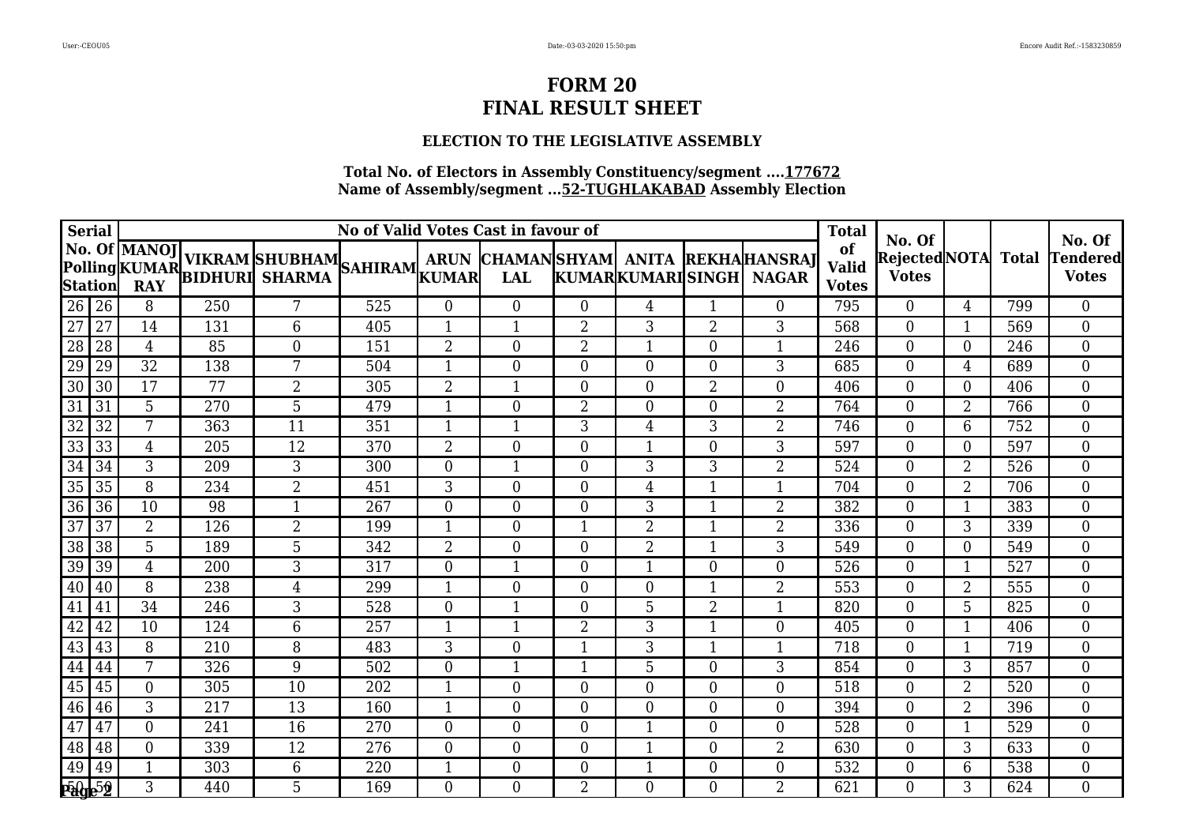# FORM 20
# FINAL RESULT SHEET

### ELECTION TO THE LEGISLATIVE ASSEMBLY

**Total No. of Electors in Assembly Constituency/segment ....177672**
**Name of Assembly/segment ...52-TUGHLAKABAD Assembly Election**

| Serial No. Of Polling Station | | MANOJ KUMAR RAY | VIKRAM BIDHURI | SHUBHAM SHARMA | SAHIRAM | ARUN KUMAR | CHAMAN LAL | SHYAM KUMAR | ANITA KUMARI | REKHA SINGH | HANSRAJ NAGAR | Total of Valid Votes | No. Of Rejected Votes | NOTA | Total | No. Of Tendered Votes |
|---|---|---|---|---|---|---|---|---|---|---|---|---|---|---|---|---|
| | | No of Valid Votes Cast in favour of | | | | | | | | | | | | | | |
| 26 | 26 | 8 | 250 | 7 | 525 | 0 | 0 | 0 | 4 | 1 | 0 | 795 | 0 | 4 | 799 | 0 |
| 27 | 27 | 14 | 131 | 6 | 405 | 1 | 1 | 2 | 3 | 2 | 3 | 568 | 0 | 1 | 569 | 0 |
| 28 | 28 | 4 | 85 | 0 | 151 | 2 | 0 | 2 | 1 | 0 | 1 | 246 | 0 | 0 | 246 | 0 |
| 29 | 29 | 32 | 138 | 7 | 504 | 1 | 0 | 0 | 0 | 0 | 3 | 685 | 0 | 4 | 689 | 0 |
| 30 | 30 | 17 | 77 | 2 | 305 | 2 | 1 | 0 | 0 | 2 | 0 | 406 | 0 | 0 | 406 | 0 |
| 31 | 31 | 5 | 270 | 5 | 479 | 1 | 0 | 2 | 0 | 0 | 2 | 764 | 0 | 2 | 766 | 0 |
| 32 | 32 | 7 | 363 | 11 | 351 | 1 | 1 | 3 | 4 | 3 | 2 | 746 | 0 | 6 | 752 | 0 |
| 33 | 33 | 4 | 205 | 12 | 370 | 2 | 0 | 0 | 1 | 0 | 3 | 597 | 0 | 0 | 597 | 0 |
| 34 | 34 | 3 | 209 | 3 | 300 | 0 | 1 | 0 | 3 | 3 | 2 | 524 | 0 | 2 | 526 | 0 |
| 35 | 35 | 8 | 234 | 2 | 451 | 3 | 0 | 0 | 4 | 1 | 1 | 704 | 0 | 2 | 706 | 0 |
| 36 | 36 | 10 | 98 | 1 | 267 | 0 | 0 | 0 | 3 | 1 | 2 | 382 | 0 | 1 | 383 | 0 |
| 37 | 37 | 2 | 126 | 2 | 199 | 1 | 0 | 1 | 2 | 1 | 2 | 336 | 0 | 3 | 339 | 0 |
| 38 | 38 | 5 | 189 | 5 | 342 | 2 | 0 | 0 | 2 | 1 | 3 | 549 | 0 | 0 | 549 | 0 |
| 39 | 39 | 4 | 200 | 3 | 317 | 0 | 1 | 0 | 1 | 0 | 0 | 526 | 0 | 1 | 527 | 0 |
| 40 | 40 | 8 | 238 | 4 | 299 | 1 | 0 | 0 | 0 | 1 | 2 | 553 | 0 | 2 | 555 | 0 |
| 41 | 41 | 34 | 246 | 3 | 528 | 0 | 1 | 0 | 5 | 2 | 1 | 820 | 0 | 5 | 825 | 0 |
| 42 | 42 | 10 | 124 | 6 | 257 | 1 | 1 | 2 | 3 | 1 | 0 | 405 | 0 | 1 | 406 | 0 |
| 43 | 43 | 8 | 210 | 8 | 483 | 3 | 0 | 1 | 3 | 1 | 1 | 718 | 0 | 1 | 719 | 0 |
| 44 | 44 | 7 | 326 | 9 | 502 | 0 | 1 | 1 | 5 | 0 | 3 | 854 | 0 | 3 | 857 | 0 |
| 45 | 45 | 0 | 305 | 10 | 202 | 1 | 0 | 0 | 0 | 0 | 0 | 518 | 0 | 2 | 520 | 0 |
| 46 | 46 | 3 | 217 | 13 | 160 | 1 | 0 | 0 | 0 | 0 | 0 | 394 | 0 | 2 | 396 | 0 |
| 47 | 47 | 0 | 241 | 16 | 270 | 0 | 0 | 0 | 1 | 0 | 0 | 528 | 0 | 1 | 529 | 0 |
| 48 | 48 | 0 | 339 | 12 | 276 | 0 | 0 | 0 | 1 | 0 | 2 | 630 | 0 | 3 | 633 | 0 |
| 49 | 49 | 1 | 303 | 6 | 220 | 1 | 0 | 0 | 1 | 0 | 0 | 532 | 0 | 6 | 538 | 0 |
| 50 | 50 | 3 | 440 | 5 | 169 | 0 | 0 | 2 | 0 | 0 | 2 | 621 | 0 | 3 | 624 | 0 |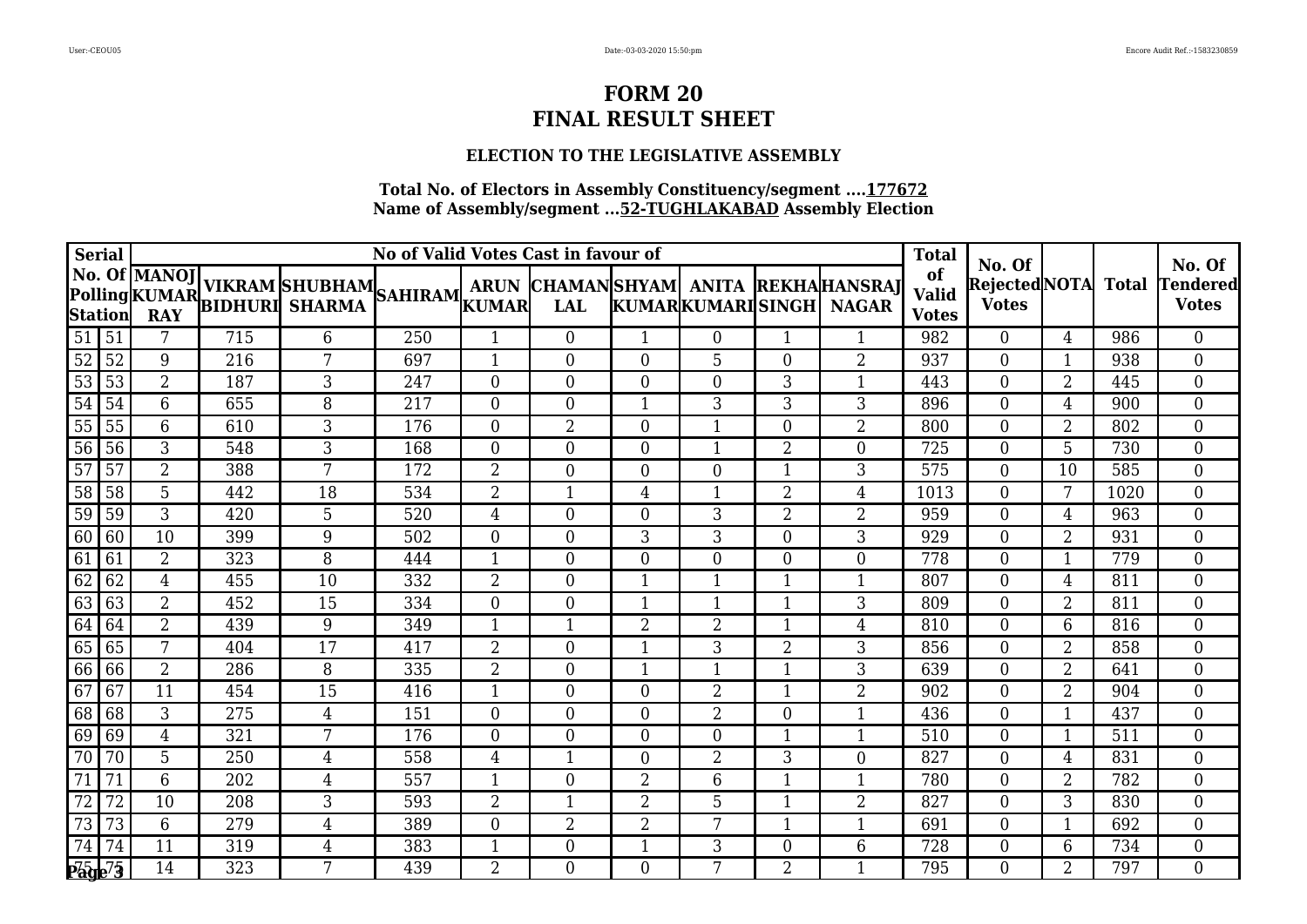# FORM 20
# FINAL RESULT SHEET

### ELECTION TO THE LEGISLATIVE ASSEMBLY

**Total No. of Electors in Assembly Constituency/segment ....177672**
**Name of Assembly/segment ...52-TUGHLAKABAD Assembly Election**

| Serial No. Of Polling Station | | No of Valid Votes Cast in favour of | | | | | | | | | | Total of Valid Votes | No. Of Rejected Votes | NOTA | Total | No. Of Tendered Votes |
|---|---|---|---|---|---|---|---|---|---|---|---|---|---|---|---|---|
| | | MANOJ KUMAR RAY | VIKRAM BIDHURI | SHUBHAM SHARMA | SAHIRAM | ARUN KUMAR | CHAMAN LAL | SHYAM KUMAR | ANITA KUMARI | REKHA SINGH | HANSRAJ NAGAR | | | | | |
| 51 | 51 | 7 | 715 | 6 | 250 | 1 | 0 | 1 | 0 | 1 | 1 | 982 | 0 | 4 | 986 | 0 |
| 52 | 52 | 9 | 216 | 7 | 697 | 1 | 0 | 0 | 5 | 0 | 2 | 937 | 0 | 1 | 938 | 0 |
| 53 | 53 | 2 | 187 | 3 | 247 | 0 | 0 | 0 | 0 | 3 | 1 | 443 | 0 | 2 | 445 | 0 |
| 54 | 54 | 6 | 655 | 8 | 217 | 0 | 0 | 1 | 3 | 3 | 3 | 896 | 0 | 4 | 900 | 0 |
| 55 | 55 | 6 | 610 | 3 | 176 | 0 | 2 | 0 | 1 | 0 | 2 | 800 | 0 | 2 | 802 | 0 |
| 56 | 56 | 3 | 548 | 3 | 168 | 0 | 0 | 0 | 1 | 2 | 0 | 725 | 0 | 5 | 730 | 0 |
| 57 | 57 | 2 | 388 | 7 | 172 | 2 | 0 | 0 | 0 | 1 | 3 | 575 | 0 | 10 | 585 | 0 |
| 58 | 58 | 5 | 442 | 18 | 534 | 2 | 1 | 4 | 1 | 2 | 4 | 1013 | 0 | 7 | 1020 | 0 |
| 59 | 59 | 3 | 420 | 5 | 520 | 4 | 0 | 0 | 3 | 2 | 2 | 959 | 0 | 4 | 963 | 0 |
| 60 | 60 | 10 | 399 | 9 | 502 | 0 | 0 | 3 | 3 | 0 | 3 | 929 | 0 | 2 | 931 | 0 |
| 61 | 61 | 2 | 323 | 8 | 444 | 1 | 0 | 0 | 0 | 0 | 0 | 778 | 0 | 1 | 779 | 0 |
| 62 | 62 | 4 | 455 | 10 | 332 | 2 | 0 | 1 | 1 | 1 | 1 | 807 | 0 | 4 | 811 | 0 |
| 63 | 63 | 2 | 452 | 15 | 334 | 0 | 0 | 1 | 1 | 1 | 3 | 809 | 0 | 2 | 811 | 0 |
| 64 | 64 | 2 | 439 | 9 | 349 | 1 | 1 | 2 | 2 | 1 | 4 | 810 | 0 | 6 | 816 | 0 |
| 65 | 65 | 7 | 404 | 17 | 417 | 2 | 0 | 1 | 3 | 2 | 3 | 856 | 0 | 2 | 858 | 0 |
| 66 | 66 | 2 | 286 | 8 | 335 | 2 | 0 | 1 | 1 | 1 | 3 | 639 | 0 | 2 | 641 | 0 |
| 67 | 67 | 11 | 454 | 15 | 416 | 1 | 0 | 0 | 2 | 1 | 2 | 902 | 0 | 2 | 904 | 0 |
| 68 | 68 | 3 | 275 | 4 | 151 | 0 | 0 | 0 | 2 | 0 | 1 | 436 | 0 | 1 | 437 | 0 |
| 69 | 69 | 4 | 321 | 7 | 176 | 0 | 0 | 0 | 0 | 1 | 1 | 510 | 0 | 1 | 511 | 0 |
| 70 | 70 | 5 | 250 | 4 | 558 | 4 | 1 | 0 | 2 | 3 | 0 | 827 | 0 | 4 | 831 | 0 |
| 71 | 71 | 6 | 202 | 4 | 557 | 1 | 0 | 2 | 6 | 1 | 1 | 780 | 0 | 2 | 782 | 0 |
| 72 | 72 | 10 | 208 | 3 | 593 | 2 | 1 | 2 | 5 | 1 | 2 | 827 | 0 | 3 | 830 | 0 |
| 73 | 73 | 6 | 279 | 4 | 389 | 0 | 2 | 2 | 7 | 1 | 1 | 691 | 0 | 1 | 692 | 0 |
| 74 | 74 | 11 | 319 | 4 | 383 | 1 | 0 | 1 | 3 | 0 | 6 | 728 | 0 | 6 | 734 | 0 |
| 75 | 75 | 14 | 323 | 7 | 439 | 2 | 0 | 0 | 7 | 2 | 1 | 795 | 0 | 2 | 797 | 0 |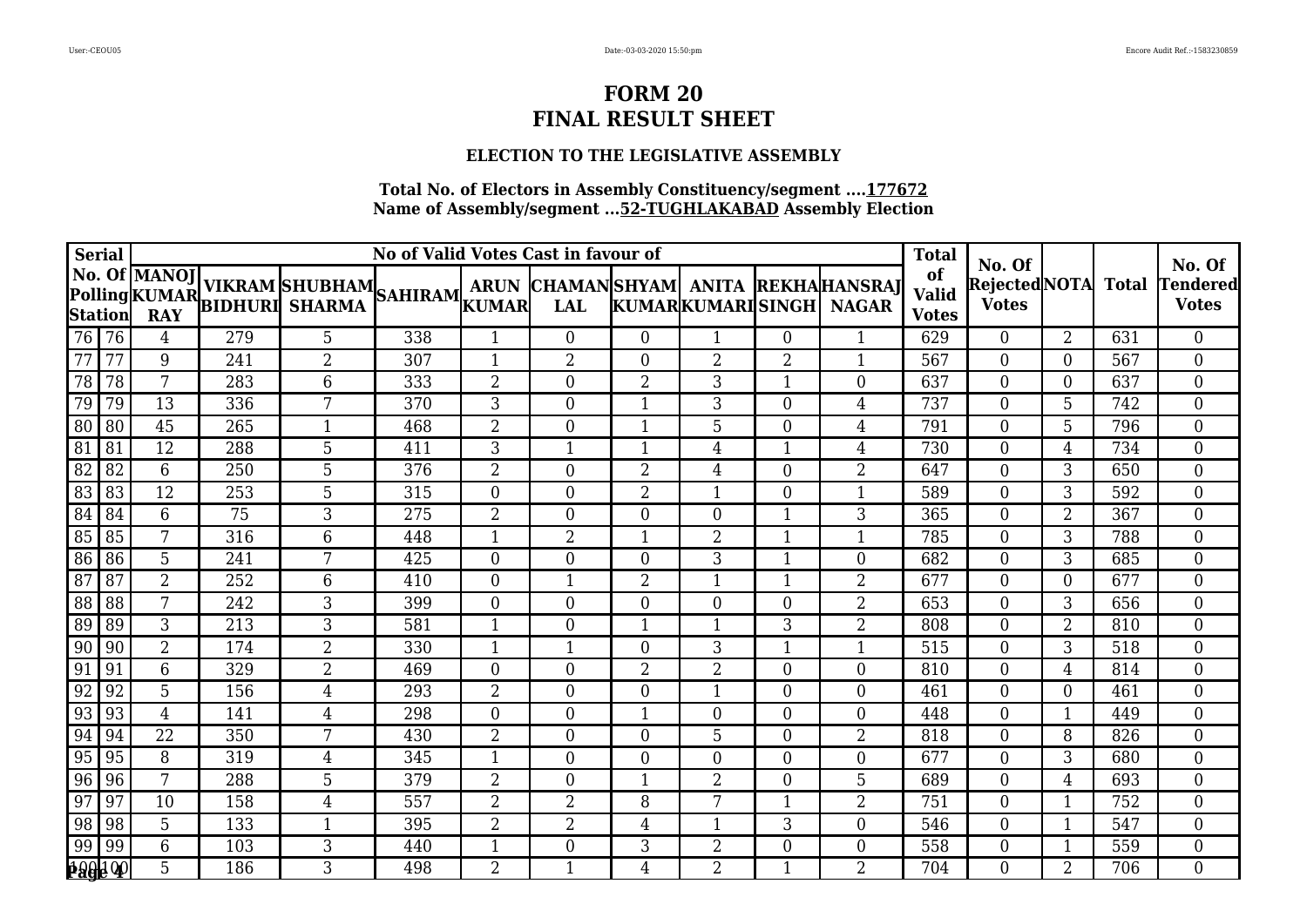# FORM 20
# FINAL RESULT SHEET

### ELECTION TO THE LEGISLATIVE ASSEMBLY

**Total No. of Electors in Assembly Constituency/segment ....177672**
**Name of Assembly/segment ...52-TUGHLAKABAD Assembly Election**

| Serial No. Of Polling Station | | MANOJ KUMAR RAY | VIKRAM BIDHURI | SHUBHAM SHARMA | SAHIRAM | ARUN KUMAR | CHAMAN LAL | SHYAM KUMAR | ANITA KUMARI | REKHA SINGH | HANSRAJ NAGAR | Total of Valid Votes | No. Of Rejected Votes | NOTA | Total | No. Of Tendered Votes |
|---|---|---|---|---|---|---|---|---|---|---|---|---|---|---|---|---|
| 76 | 76 | 4 | 279 | 5 | 338 | 1 | 0 | 0 | 1 | 0 | 1 | 629 | 0 | 2 | 631 | 0 |
| 77 | 77 | 9 | 241 | 2 | 307 | 1 | 2 | 0 | 2 | 2 | 1 | 567 | 0 | 0 | 567 | 0 |
| 78 | 78 | 7 | 283 | 6 | 333 | 2 | 0 | 2 | 3 | 1 | 0 | 637 | 0 | 0 | 637 | 0 |
| 79 | 79 | 13 | 336 | 7 | 370 | 3 | 0 | 1 | 3 | 0 | 4 | 737 | 0 | 5 | 742 | 0 |
| 80 | 80 | 45 | 265 | 1 | 468 | 2 | 0 | 1 | 5 | 0 | 4 | 791 | 0 | 5 | 796 | 0 |
| 81 | 81 | 12 | 288 | 5 | 411 | 3 | 1 | 1 | 4 | 1 | 4 | 730 | 0 | 4 | 734 | 0 |
| 82 | 82 | 6 | 250 | 5 | 376 | 2 | 0 | 2 | 4 | 0 | 2 | 647 | 0 | 3 | 650 | 0 |
| 83 | 83 | 12 | 253 | 5 | 315 | 0 | 0 | 2 | 1 | 0 | 1 | 589 | 0 | 3 | 592 | 0 |
| 84 | 84 | 6 | 75 | 3 | 275 | 2 | 0 | 0 | 0 | 1 | 3 | 365 | 0 | 2 | 367 | 0 |
| 85 | 85 | 7 | 316 | 6 | 448 | 1 | 2 | 1 | 2 | 1 | 1 | 785 | 0 | 3 | 788 | 0 |
| 86 | 86 | 5 | 241 | 7 | 425 | 0 | 0 | 0 | 3 | 1 | 0 | 682 | 0 | 3 | 685 | 0 |
| 87 | 87 | 2 | 252 | 6 | 410 | 0 | 1 | 2 | 1 | 1 | 2 | 677 | 0 | 0 | 677 | 0 |
| 88 | 88 | 7 | 242 | 3 | 399 | 0 | 0 | 0 | 0 | 0 | 2 | 653 | 0 | 3 | 656 | 0 |
| 89 | 89 | 3 | 213 | 3 | 581 | 1 | 0 | 1 | 1 | 3 | 2 | 808 | 0 | 2 | 810 | 0 |
| 90 | 90 | 2 | 174 | 2 | 330 | 1 | 1 | 0 | 3 | 1 | 1 | 515 | 0 | 3 | 518 | 0 |
| 91 | 91 | 6 | 329 | 2 | 469 | 0 | 0 | 2 | 2 | 0 | 0 | 810 | 0 | 4 | 814 | 0 |
| 92 | 92 | 5 | 156 | 4 | 293 | 2 | 0 | 0 | 1 | 0 | 0 | 461 | 0 | 0 | 461 | 0 |
| 93 | 93 | 4 | 141 | 4 | 298 | 0 | 0 | 1 | 0 | 0 | 0 | 448 | 0 | 1 | 449 | 0 |
| 94 | 94 | 22 | 350 | 7 | 430 | 2 | 0 | 0 | 5 | 0 | 2 | 818 | 0 | 8 | 826 | 0 |
| 95 | 95 | 8 | 319 | 4 | 345 | 1 | 0 | 0 | 0 | 0 | 0 | 677 | 0 | 3 | 680 | 0 |
| 96 | 96 | 7 | 288 | 5 | 379 | 2 | 0 | 1 | 2 | 0 | 5 | 689 | 0 | 4 | 693 | 0 |
| 97 | 97 | 10 | 158 | 4 | 557 | 2 | 2 | 8 | 7 | 1 | 2 | 751 | 0 | 1 | 752 | 0 |
| 98 | 98 | 5 | 133 | 1 | 395 | 2 | 2 | 4 | 1 | 3 | 0 | 546 | 0 | 1 | 547 | 0 |
| 99 | 99 | 6 | 103 | 3 | 440 | 1 | 0 | 3 | 2 | 0 | 0 | 558 | 0 | 1 | 559 | 0 |
| 100 | 100 | 5 | 186 | 3 | 498 | 2 | 1 | 4 | 2 | 1 | 2 | 704 | 0 | 2 | 706 | 0 |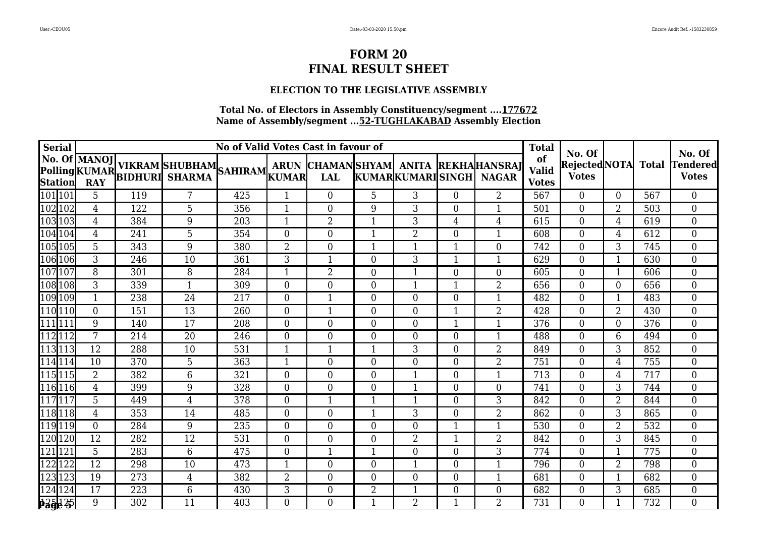# FORM 20
# FINAL RESULT SHEET

### ELECTION TO THE LEGISLATIVE ASSEMBLY

**Total No. of Electors in Assembly Constituency/segment ....177672**
**Name of Assembly/segment ...52-TUGHLAKABAD Assembly Election**

| Serial No. Of Polling Station | | MANOJ KUMAR RAY | VIKRAM BIDHURI | SHUBHAM SHARMA | SAHIRAM | ARUN KUMAR | CHAMAN LAL | SHYAM KUMAR | ANITA KUMARI | REKHA SINGH | HANSRAJ NAGAR | Total of Valid Votes | No. Of Rejected Votes | NOTA | Total | No. Of Tendered Votes |
|---|---|---|---|---|---|---|---|---|---|---|---|---|---|---|---|---|
| 101 | 101 | 5 | 119 | 7 | 425 | 1 | 0 | 5 | 3 | 0 | 2 | 567 | 0 | 0 | 567 | 0 |
| 102 | 102 | 4 | 122 | 5 | 356 | 1 | 0 | 9 | 3 | 0 | 1 | 501 | 0 | 2 | 503 | 0 |
| 103 | 103 | 4 | 384 | 9 | 203 | 1 | 2 | 1 | 3 | 4 | 4 | 615 | 0 | 4 | 619 | 0 |
| 104 | 104 | 4 | 241 | 5 | 354 | 0 | 0 | 1 | 2 | 0 | 1 | 608 | 0 | 4 | 612 | 0 |
| 105 | 105 | 5 | 343 | 9 | 380 | 2 | 0 | 1 | 1 | 1 | 0 | 742 | 0 | 3 | 745 | 0 |
| 106 | 106 | 3 | 246 | 10 | 361 | 3 | 1 | 0 | 3 | 1 | 1 | 629 | 0 | 1 | 630 | 0 |
| 107 | 107 | 8 | 301 | 8 | 284 | 1 | 2 | 0 | 1 | 0 | 0 | 605 | 0 | 1 | 606 | 0 |
| 108 | 108 | 3 | 339 | 1 | 309 | 0 | 0 | 0 | 1 | 1 | 2 | 656 | 0 | 0 | 656 | 0 |
| 109 | 109 | 1 | 238 | 24 | 217 | 0 | 1 | 0 | 0 | 0 | 1 | 482 | 0 | 1 | 483 | 0 |
| 110 | 110 | 0 | 151 | 13 | 260 | 0 | 1 | 0 | 0 | 1 | 2 | 428 | 0 | 2 | 430 | 0 |
| 111 | 111 | 9 | 140 | 17 | 208 | 0 | 0 | 0 | 0 | 1 | 1 | 376 | 0 | 0 | 376 | 0 |
| 112 | 112 | 7 | 214 | 20 | 246 | 0 | 0 | 0 | 0 | 0 | 1 | 488 | 0 | 6 | 494 | 0 |
| 113 | 113 | 12 | 288 | 10 | 531 | 1 | 1 | 1 | 3 | 0 | 2 | 849 | 0 | 3 | 852 | 0 |
| 114 | 114 | 10 | 370 | 5 | 363 | 1 | 0 | 0 | 0 | 0 | 2 | 751 | 0 | 4 | 755 | 0 |
| 115 | 115 | 2 | 382 | 6 | 321 | 0 | 0 | 0 | 1 | 0 | 1 | 713 | 0 | 4 | 717 | 0 |
| 116 | 116 | 4 | 399 | 9 | 328 | 0 | 0 | 0 | 1 | 0 | 0 | 741 | 0 | 3 | 744 | 0 |
| 117 | 117 | 5 | 449 | 4 | 378 | 0 | 1 | 1 | 1 | 0 | 3 | 842 | 0 | 2 | 844 | 0 |
| 118 | 118 | 4 | 353 | 14 | 485 | 0 | 0 | 1 | 3 | 0 | 2 | 862 | 0 | 3 | 865 | 0 |
| 119 | 119 | 0 | 284 | 9 | 235 | 0 | 0 | 0 | 0 | 1 | 1 | 530 | 0 | 2 | 532 | 0 |
| 120 | 120 | 12 | 282 | 12 | 531 | 0 | 0 | 0 | 2 | 1 | 2 | 842 | 0 | 3 | 845 | 0 |
| 121 | 121 | 5 | 283 | 6 | 475 | 0 | 1 | 1 | 0 | 0 | 3 | 774 | 0 | 1 | 775 | 0 |
| 122 | 122 | 12 | 298 | 10 | 473 | 1 | 0 | 0 | 1 | 0 | 1 | 796 | 0 | 2 | 798 | 0 |
| 123 | 123 | 19 | 273 | 4 | 382 | 2 | 0 | 0 | 0 | 0 | 1 | 681 | 0 | 1 | 682 | 0 |
| 124 | 124 | 17 | 223 | 6 | 430 | 3 | 0 | 2 | 1 | 0 | 0 | 682 | 0 | 3 | 685 | 0 |
| 125 | 125 | 9 | 302 | 11 | 403 | 0 | 0 | 1 | 2 | 1 | 2 | 731 | 0 | 1 | 732 | 0 |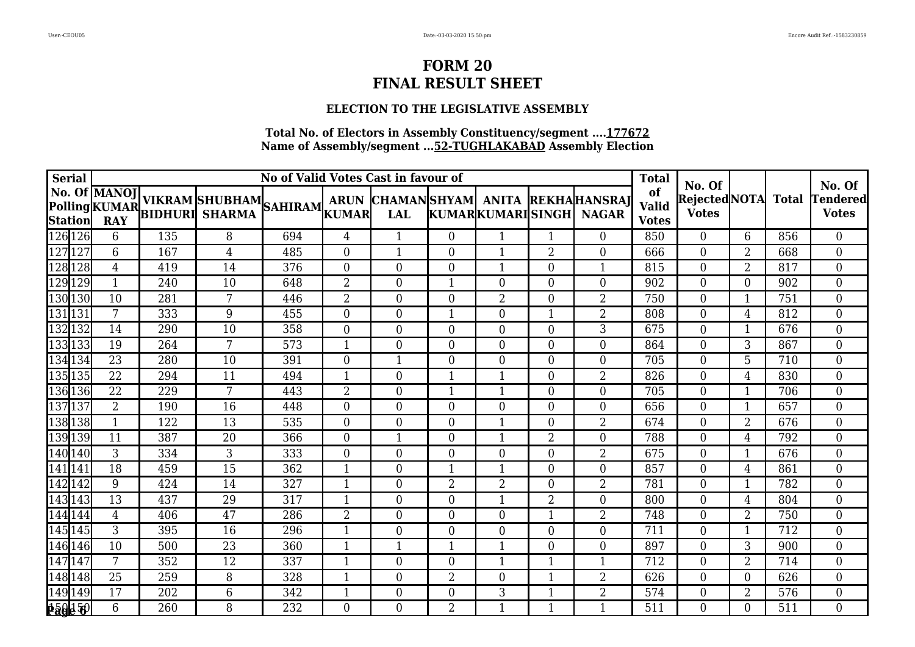# FORM 20
# FINAL RESULT SHEET

### ELECTION TO THE LEGISLATIVE ASSEMBLY

**Total No. of Electors in Assembly Constituency/segment ....177672**
**Name of Assembly/segment ...52-TUGHLAKABAD Assembly Election**

| Serial No. Of Polling Station | | MANOJ KUMAR RAY | VIKRAM BIDHURI | SHUBHAM SHARMA | SAHIRAM | ARUN KUMAR | CHAMAN LAL | SHYAM KUMAR | ANITA KUMARI | REKHA SINGH | HANSRAJ NAGAR | Total of Valid Votes | No. Of Rejected Votes | NOTA | Total | No. Of Tendered Votes |
|---|---|---|---|---|---|---|---|---|---|---|---|---|---|---|---|---|
| 126 | 126 | 6 | 135 | 8 | 694 | 4 | 1 | 0 | 1 | 1 | 0 | 850 | 0 | 6 | 856 | 0 |
| 127 | 127 | 6 | 167 | 4 | 485 | 0 | 1 | 0 | 1 | 2 | 0 | 666 | 0 | 2 | 668 | 0 |
| 128 | 128 | 4 | 419 | 14 | 376 | 0 | 0 | 0 | 1 | 0 | 1 | 815 | 0 | 2 | 817 | 0 |
| 129 | 129 | 1 | 240 | 10 | 648 | 2 | 0 | 1 | 0 | 0 | 0 | 902 | 0 | 0 | 902 | 0 |
| 130 | 130 | 10 | 281 | 7 | 446 | 2 | 0 | 0 | 2 | 0 | 2 | 750 | 0 | 1 | 751 | 0 |
| 131 | 131 | 7 | 333 | 9 | 455 | 0 | 0 | 1 | 0 | 1 | 2 | 808 | 0 | 4 | 812 | 0 |
| 132 | 132 | 14 | 290 | 10 | 358 | 0 | 0 | 0 | 0 | 0 | 3 | 675 | 0 | 1 | 676 | 0 |
| 133 | 133 | 19 | 264 | 7 | 573 | 1 | 0 | 0 | 0 | 0 | 0 | 864 | 0 | 3 | 867 | 0 |
| 134 | 134 | 23 | 280 | 10 | 391 | 0 | 1 | 0 | 0 | 0 | 0 | 705 | 0 | 5 | 710 | 0 |
| 135 | 135 | 22 | 294 | 11 | 494 | 1 | 0 | 1 | 1 | 0 | 2 | 826 | 0 | 4 | 830 | 0 |
| 136 | 136 | 22 | 229 | 7 | 443 | 2 | 0 | 1 | 1 | 0 | 0 | 705 | 0 | 1 | 706 | 0 |
| 137 | 137 | 2 | 190 | 16 | 448 | 0 | 0 | 0 | 0 | 0 | 0 | 656 | 0 | 1 | 657 | 0 |
| 138 | 138 | 1 | 122 | 13 | 535 | 0 | 0 | 0 | 1 | 0 | 2 | 674 | 0 | 2 | 676 | 0 |
| 139 | 139 | 11 | 387 | 20 | 366 | 0 | 1 | 0 | 1 | 2 | 0 | 788 | 0 | 4 | 792 | 0 |
| 140 | 140 | 3 | 334 | 3 | 333 | 0 | 0 | 0 | 0 | 0 | 2 | 675 | 0 | 1 | 676 | 0 |
| 141 | 141 | 18 | 459 | 15 | 362 | 1 | 0 | 1 | 1 | 0 | 0 | 857 | 0 | 4 | 861 | 0 |
| 142 | 142 | 9 | 424 | 14 | 327 | 1 | 0 | 2 | 2 | 0 | 2 | 781 | 0 | 1 | 782 | 0 |
| 143 | 143 | 13 | 437 | 29 | 317 | 1 | 0 | 0 | 1 | 2 | 0 | 800 | 0 | 4 | 804 | 0 |
| 144 | 144 | 4 | 406 | 47 | 286 | 2 | 0 | 0 | 0 | 1 | 2 | 748 | 0 | 2 | 750 | 0 |
| 145 | 145 | 3 | 395 | 16 | 296 | 1 | 0 | 0 | 0 | 0 | 0 | 711 | 0 | 1 | 712 | 0 |
| 146 | 146 | 10 | 500 | 23 | 360 | 1 | 1 | 1 | 1 | 0 | 0 | 897 | 0 | 3 | 900 | 0 |
| 147 | 147 | 7 | 352 | 12 | 337 | 1 | 0 | 0 | 1 | 1 | 1 | 712 | 0 | 2 | 714 | 0 |
| 148 | 148 | 25 | 259 | 8 | 328 | 1 | 0 | 2 | 0 | 1 | 2 | 626 | 0 | 0 | 626 | 0 |
| 149 | 149 | 17 | 202 | 6 | 342 | 1 | 0 | 0 | 3 | 1 | 2 | 574 | 0 | 2 | 576 | 0 |
| 150 | 150 | 6 | 260 | 8 | 232 | 0 | 0 | 2 | 1 | 1 | 1 | 511 | 0 | 0 | 511 | 0 |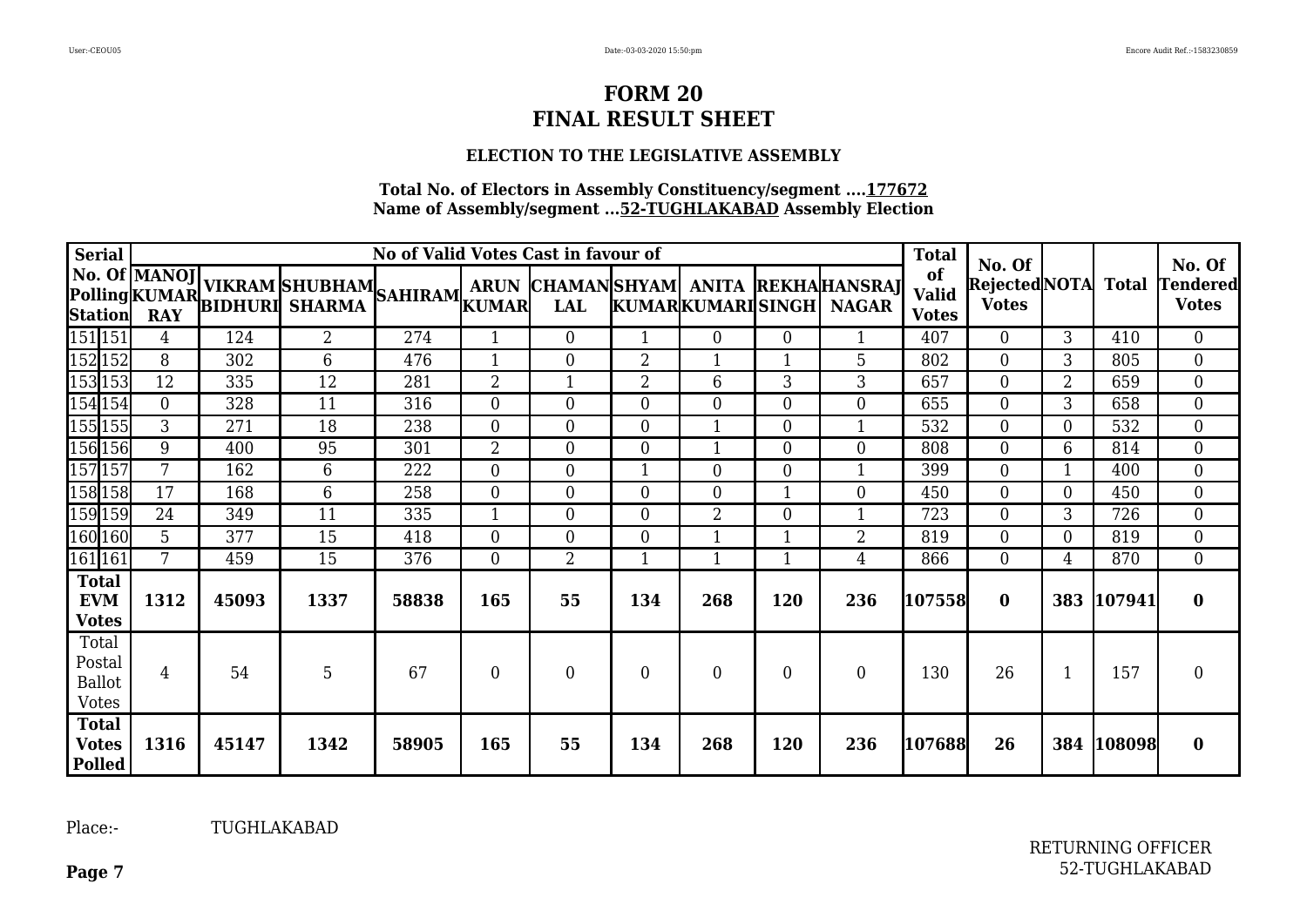# FORM 20
# FINAL RESULT SHEET

### ELECTION TO THE LEGISLATIVE ASSEMBLY

**Total No. of Electors in Assembly Constituency/segment ....177672**
**Name of Assembly/segment ...52-TUGHLAKABAD Assembly Election**

| Serial | | No of Valid Votes Cast in favour of | | | | | | | | | | Total of Valid Votes | No. Of Rejected Votes | NOTA | Total | No. Of Tendered Votes |
|---|---|---|---|---|---|---|---|---|---|---|---|---|---|---|---|---|
| No. Of Polling Station | | MANOJ KUMAR RAY | VIKRAM BIDHURI | SHUBHAM SHARMA | SAHIRAM | ARUN KUMAR | CHAMAN LAL | SHYAM KUMAR | ANITA KUMARI | REKHA SINGH | HANSRAJ NAGAR | | | | | |
| 151 | 151 | 4 | 124 | 2 | 274 | 1 | 0 | 1 | 0 | 0 | 1 | 407 | 0 | 3 | 410 | 0 |
| 152 | 152 | 8 | 302 | 6 | 476 | 1 | 0 | 2 | 1 | 1 | 5 | 802 | 0 | 3 | 805 | 0 |
| 153 | 153 | 12 | 335 | 12 | 281 | 2 | 1 | 2 | 6 | 3 | 3 | 657 | 0 | 2 | 659 | 0 |
| 154 | 154 | 0 | 328 | 11 | 316 | 0 | 0 | 0 | 0 | 0 | 0 | 655 | 0 | 3 | 658 | 0 |
| 155 | 155 | 3 | 271 | 18 | 238 | 0 | 0 | 0 | 1 | 0 | 1 | 532 | 0 | 0 | 532 | 0 |
| 156 | 156 | 9 | 400 | 95 | 301 | 2 | 0 | 0 | 1 | 0 | 0 | 808 | 0 | 6 | 814 | 0 |
| 157 | 157 | 7 | 162 | 6 | 222 | 0 | 0 | 1 | 0 | 0 | 1 | 399 | 0 | 1 | 400 | 0 |
| 158 | 158 | 17 | 168 | 6 | 258 | 0 | 0 | 0 | 0 | 1 | 0 | 450 | 0 | 0 | 450 | 0 |
| 159 | 159 | 24 | 349 | 11 | 335 | 1 | 0 | 0 | 2 | 0 | 1 | 723 | 0 | 3 | 726 | 0 |
| 160 | 160 | 5 | 377 | 15 | 418 | 0 | 0 | 0 | 1 | 1 | 2 | 819 | 0 | 0 | 819 | 0 |
| 161 | 161 | 7 | 459 | 15 | 376 | 0 | 2 | 1 | 1 | 1 | 4 | 866 | 0 | 4 | 870 | 0 |
| **Total EVM Votes** | | **1312** | **45093** | **1337** | **58838** | **165** | **55** | **134** | **268** | **120** | **236** | **107558** | **0** | **383** | **107941** | **0** |
| Total Postal Ballot Votes | | 4 | 54 | 5 | 67 | 0 | 0 | 0 | 0 | 0 | 0 | 130 | 26 | 1 | 157 | 0 |
| **Total Votes Polled** | | **1316** | **45147** | **1342** | **58905** | **165** | **55** | **134** | **268** | **120** | **236** | **107688** | **26** | **384** | **108098** | **0** |

Place:- TUGHLAKABAD

RETURNING OFFICER
52-TUGHLAKABAD